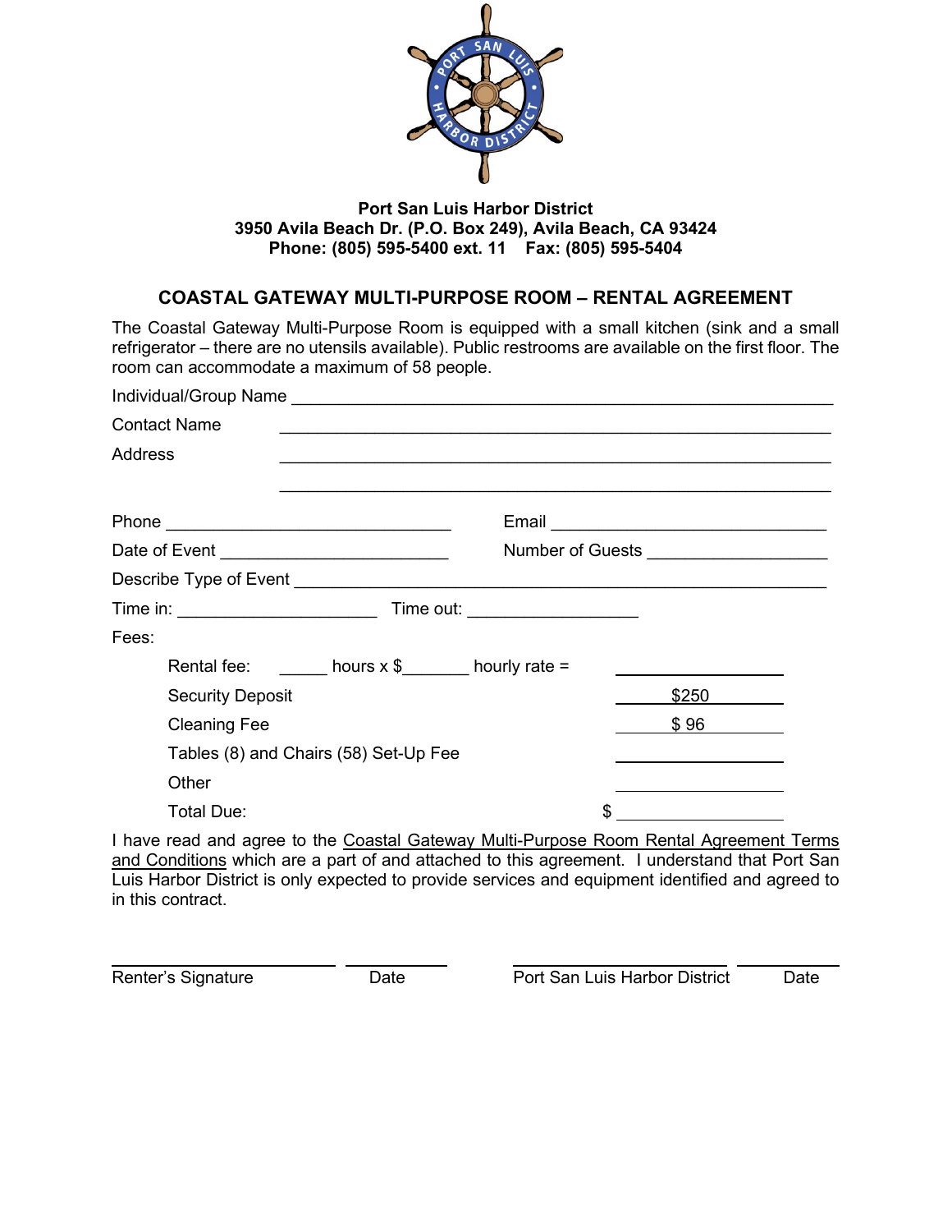**Port San Luis Harbor District**
**3950 Avila Beach Dr. (P.O. Box 249), Avila Beach, CA 93424**
**Phone: (805) 595-5400 ext. 11 Fax: (805) 595-5404**

## COASTAL GATEWAY MULTI-PURPOSE ROOM – RENTAL AGREEMENT

The Coastal Gateway Multi-Purpose Room is equipped with a small kitchen (sink and a small refrigerator – there are no utensils available). Public restrooms are available on the first floor. The room can accommodate a maximum of 58 people.

Individual/Group Name ______________________________________________

Contact Name ______________________________________________

Address ______________________________________________

______________________________________________

Phone ______________________________ Email ______________________________

Date of Event ________________________ Number of Guests ___________________

Describe Type of Event ______________________________________________

Time in: _____________________ Time out: __________________

Fees:

| | |
|---|---|
| Rental fee: _____ hours x $_______ hourly rate = | __________ |
| Security Deposit | $250 |
| Cleaning Fee | $ 96 |
| Tables (8) and Chairs (58) Set-Up Fee | __________ |
| Other | __________ |
| Total Due: | $ __________ |

I have read and agree to the Coastal Gateway Multi-Purpose Room Rental Agreement Terms and Conditions which are a part of and attached to this agreement. I understand that Port San Luis Harbor District is only expected to provide services and equipment identified and agreed to in this contract.

_____________________ _________ _____________________ _________

Renter's Signature Date Port San Luis Harbor District Date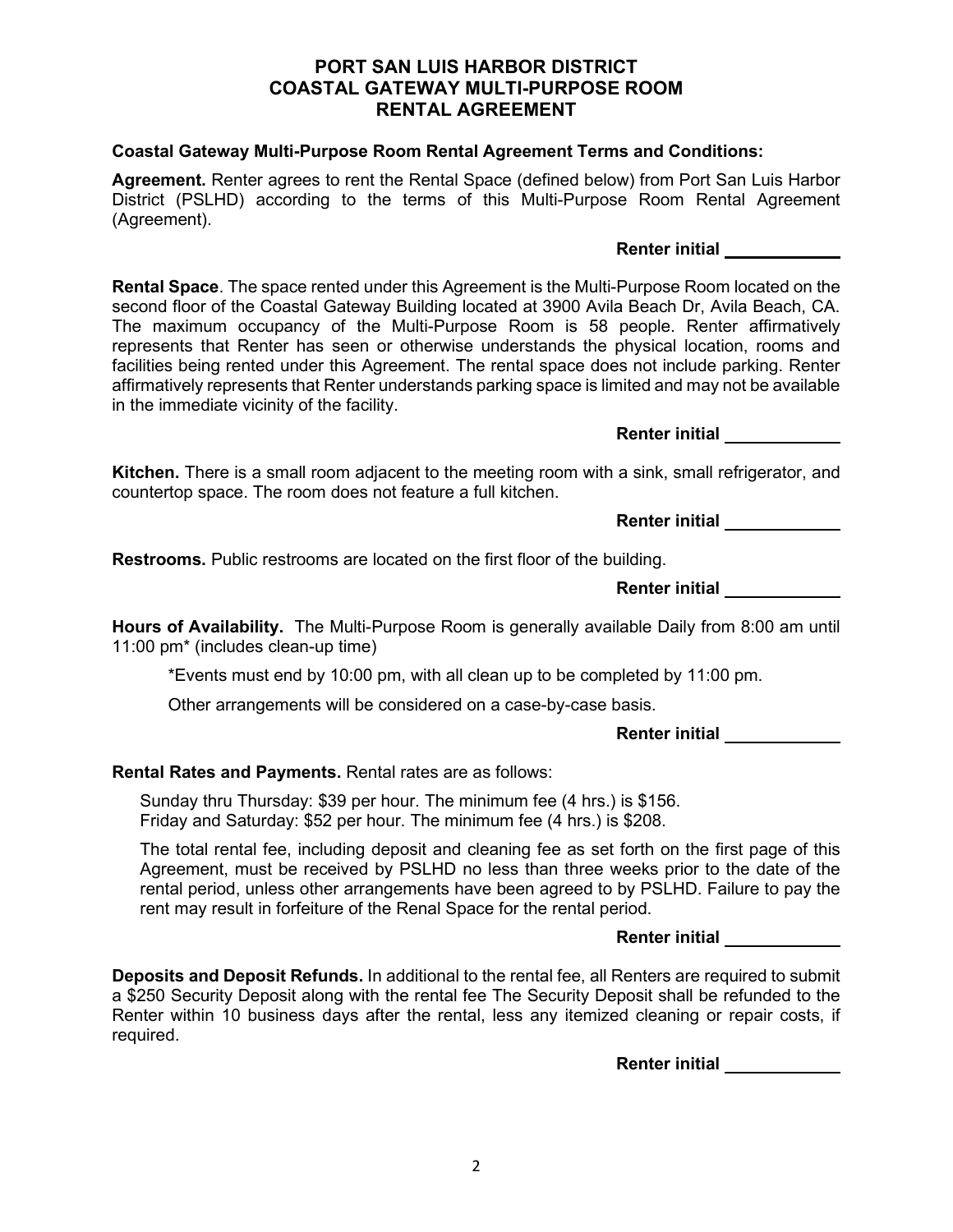# PORT SAN LUIS HARBOR DISTRICT
# COASTAL GATEWAY MULTI-PURPOSE ROOM
# RENTAL AGREEMENT

**Coastal Gateway Multi-Purpose Room Rental Agreement Terms and Conditions:**

**Agreement.** Renter agrees to rent the Rental Space (defined below) from Port San Luis Harbor District (PSLHD) according to the terms of this Multi-Purpose Room Rental Agreement (Agreement).

**Renter initial** ____________

**Rental Space**. The space rented under this Agreement is the Multi-Purpose Room located on the second floor of the Coastal Gateway Building located at 3900 Avila Beach Dr, Avila Beach, CA. The maximum occupancy of the Multi-Purpose Room is 58 people. Renter affirmatively represents that Renter has seen or otherwise understands the physical location, rooms and facilities being rented under this Agreement. The rental space does not include parking. Renter affirmatively represents that Renter understands parking space is limited and may not be available in the immediate vicinity of the facility.

**Renter initial** ____________

**Kitchen.** There is a small room adjacent to the meeting room with a sink, small refrigerator, and countertop space. The room does not feature a full kitchen.

**Renter initial** ____________

**Restrooms.** Public restrooms are located on the first floor of the building.

**Renter initial** ____________

**Hours of Availability.** The Multi-Purpose Room is generally available Daily from 8:00 am until 11:00 pm* (includes clean-up time)

*Events must end by 10:00 pm, with all clean up to be completed by 11:00 pm.

Other arrangements will be considered on a case-by-case basis.

**Renter initial** ____________

**Rental Rates and Payments.** Rental rates are as follows:

Sunday thru Thursday: $39 per hour. The minimum fee (4 hrs.) is $156.
Friday and Saturday: $52 per hour. The minimum fee (4 hrs.) is $208.

The total rental fee, including deposit and cleaning fee as set forth on the first page of this Agreement, must be received by PSLHD no less than three weeks prior to the date of the rental period, unless other arrangements have been agreed to by PSLHD. Failure to pay the rent may result in forfeiture of the Renal Space for the rental period.

**Renter initial** ____________

**Deposits and Deposit Refunds.** In additional to the rental fee, all Renters are required to submit a $250 Security Deposit along with the rental fee The Security Deposit shall be refunded to the Renter within 10 business days after the rental, less any itemized cleaning or repair costs, if required.

**Renter initial** ____________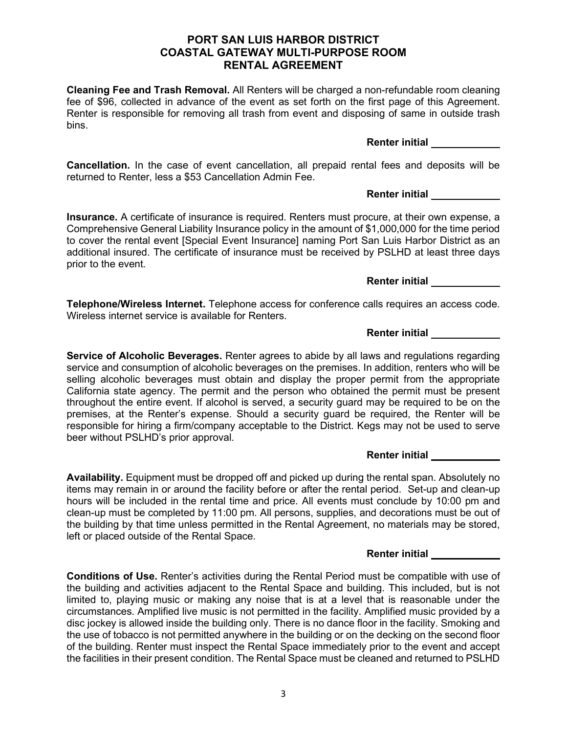# PORT SAN LUIS HARBOR DISTRICT
# COASTAL GATEWAY MULTI-PURPOSE ROOM
# RENTAL AGREEMENT

**Cleaning Fee and Trash Removal.** All Renters will be charged a non-refundable room cleaning fee of $96, collected in advance of the event as set forth on the first page of this Agreement. Renter is responsible for removing all trash from event and disposing of same in outside trash bins.

**Renter initial ____________**

**Cancellation.** In the case of event cancellation, all prepaid rental fees and deposits will be returned to Renter, less a $53 Cancellation Admin Fee.

**Renter initial ____________**

**Insurance.** A certificate of insurance is required. Renters must procure, at their own expense, a Comprehensive General Liability Insurance policy in the amount of $1,000,000 for the time period to cover the rental event [Special Event Insurance] naming Port San Luis Harbor District as an additional insured. The certificate of insurance must be received by PSLHD at least three days prior to the event.

**Renter initial ____________**

**Telephone/Wireless Internet.** Telephone access for conference calls requires an access code. Wireless internet service is available for Renters.

**Renter initial ____________**

**Service of Alcoholic Beverages.** Renter agrees to abide by all laws and regulations regarding service and consumption of alcoholic beverages on the premises. In addition, renters who will be selling alcoholic beverages must obtain and display the proper permit from the appropriate California state agency. The permit and the person who obtained the permit must be present throughout the entire event. If alcohol is served, a security guard may be required to be on the premises, at the Renter's expense. Should a security guard be required, the Renter will be responsible for hiring a firm/company acceptable to the District. Kegs may not be used to serve beer without PSLHD's prior approval.

**Renter initial ____________**

**Availability.** Equipment must be dropped off and picked up during the rental span. Absolutely no items may remain in or around the facility before or after the rental period. Set-up and clean-up hours will be included in the rental time and price. All events must conclude by 10:00 pm and clean-up must be completed by 11:00 pm. All persons, supplies, and decorations must be out of the building by that time unless permitted in the Rental Agreement, no materials may be stored, left or placed outside of the Rental Space.

**Renter initial ____________**

**Conditions of Use.** Renter's activities during the Rental Period must be compatible with use of the building and activities adjacent to the Rental Space and building. This included, but is not limited to, playing music or making any noise that is at a level that is reasonable under the circumstances. Amplified live music is not permitted in the facility. Amplified music provided by a disc jockey is allowed inside the building only. There is no dance floor in the facility. Smoking and the use of tobacco is not permitted anywhere in the building or on the decking on the second floor of the building. Renter must inspect the Rental Space immediately prior to the event and accept the facilities in their present condition. The Rental Space must be cleaned and returned to PSLHD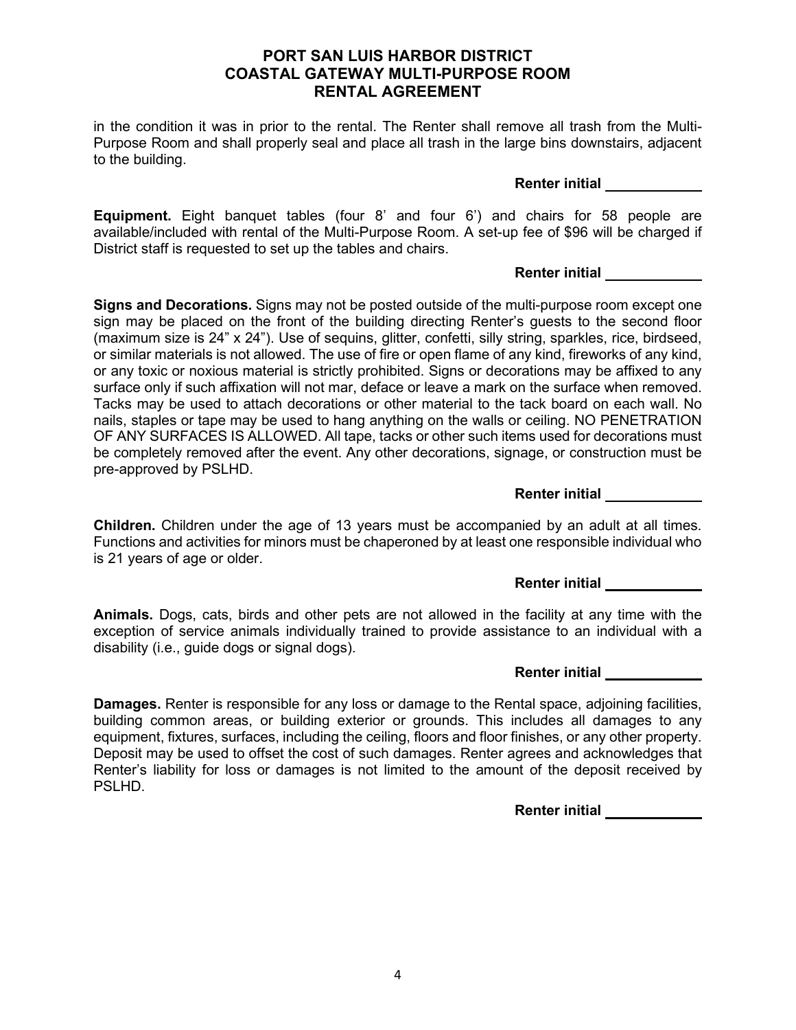in the condition it was in prior to the rental. The Renter shall remove all trash from the Multi-Purpose Room and shall properly seal and place all trash in the large bins downstairs, adjacent to the building.

**Renter initial** \_\_\_\_\_\_\_\_\_\_\_\_

**Equipment.** Eight banquet tables (four 8' and four 6') and chairs for 58 people are available/included with rental of the Multi-Purpose Room. A set-up fee of $96 will be charged if District staff is requested to set up the tables and chairs.

**Renter initial** \_\_\_\_\_\_\_\_\_\_\_\_

**Signs and Decorations.** Signs may not be posted outside of the multi-purpose room except one sign may be placed on the front of the building directing Renter's guests to the second floor (maximum size is 24" x 24"). Use of sequins, glitter, confetti, silly string, sparkles, rice, birdseed, or similar materials is not allowed. The use of fire or open flame of any kind, fireworks of any kind, or any toxic or noxious material is strictly prohibited. Signs or decorations may be affixed to any surface only if such affixation will not mar, deface or leave a mark on the surface when removed. Tacks may be used to attach decorations or other material to the tack board on each wall. No nails, staples or tape may be used to hang anything on the walls or ceiling. NO PENETRATION OF ANY SURFACES IS ALLOWED. All tape, tacks or other such items used for decorations must be completely removed after the event. Any other decorations, signage, or construction must be pre-approved by PSLHD.

**Renter initial** \_\_\_\_\_\_\_\_\_\_\_\_

**Children.** Children under the age of 13 years must be accompanied by an adult at all times. Functions and activities for minors must be chaperoned by at least one responsible individual who is 21 years of age or older.

**Renter initial** \_\_\_\_\_\_\_\_\_\_\_\_

**Animals.** Dogs, cats, birds and other pets are not allowed in the facility at any time with the exception of service animals individually trained to provide assistance to an individual with a disability (i.e., guide dogs or signal dogs).

**Renter initial** \_\_\_\_\_\_\_\_\_\_\_\_

**Damages.** Renter is responsible for any loss or damage to the Rental space, adjoining facilities, building common areas, or building exterior or grounds. This includes all damages to any equipment, fixtures, surfaces, including the ceiling, floors and floor finishes, or any other property. Deposit may be used to offset the cost of such damages. Renter agrees and acknowledges that Renter's liability for loss or damages is not limited to the amount of the deposit received by PSLHD.

**Renter initial** \_\_\_\_\_\_\_\_\_\_\_\_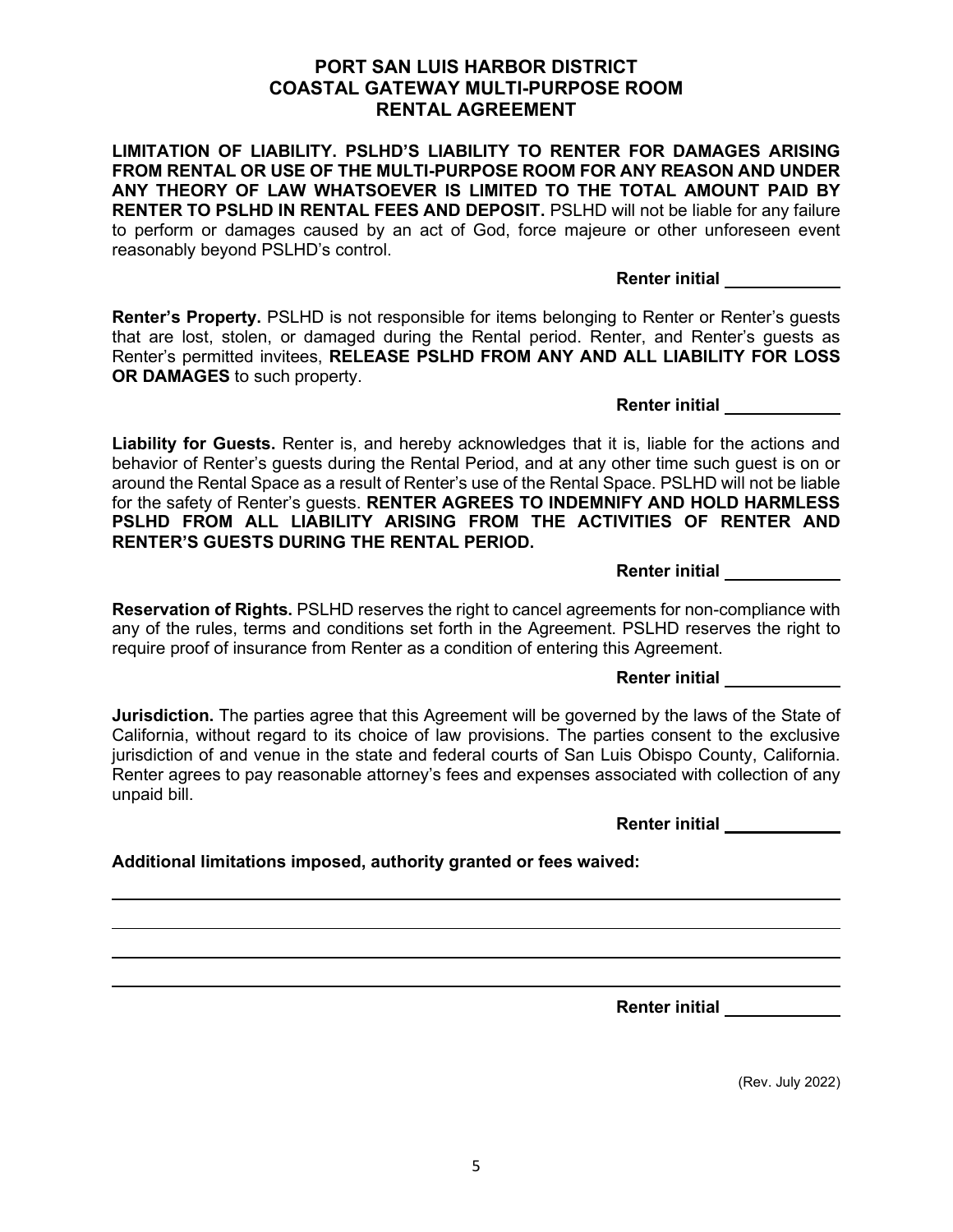# PORT SAN LUIS HARBOR DISTRICT
# COASTAL GATEWAY MULTI-PURPOSE ROOM
# RENTAL AGREEMENT

**LIMITATION OF LIABILITY. PSLHD'S LIABILITY TO RENTER FOR DAMAGES ARISING FROM RENTAL OR USE OF THE MULTI-PURPOSE ROOM FOR ANY REASON AND UNDER ANY THEORY OF LAW WHATSOEVER IS LIMITED TO THE TOTAL AMOUNT PAID BY RENTER TO PSLHD IN RENTAL FEES AND DEPOSIT.** PSLHD will not be liable for any failure to perform or damages caused by an act of God, force majeure or other unforeseen event reasonably beyond PSLHD's control.

**Renter initial** ____________

**Renter's Property.** PSLHD is not responsible for items belonging to Renter or Renter's guests that are lost, stolen, or damaged during the Rental period. Renter, and Renter's guests as Renter's permitted invitees, **RELEASE PSLHD FROM ANY AND ALL LIABILITY FOR LOSS OR DAMAGES** to such property.

**Renter initial** ____________

**Liability for Guests.** Renter is, and hereby acknowledges that it is, liable for the actions and behavior of Renter's guests during the Rental Period, and at any other time such guest is on or around the Rental Space as a result of Renter's use of the Rental Space. PSLHD will not be liable for the safety of Renter's guests. **RENTER AGREES TO INDEMNIFY AND HOLD HARMLESS PSLHD FROM ALL LIABILITY ARISING FROM THE ACTIVITIES OF RENTER AND RENTER'S GUESTS DURING THE RENTAL PERIOD.**

**Renter initial** ____________

**Reservation of Rights.** PSLHD reserves the right to cancel agreements for non-compliance with any of the rules, terms and conditions set forth in the Agreement. PSLHD reserves the right to require proof of insurance from Renter as a condition of entering this Agreement.

**Renter initial** ____________

**Jurisdiction.** The parties agree that this Agreement will be governed by the laws of the State of California, without regard to its choice of law provisions. The parties consent to the exclusive jurisdiction of and venue in the state and federal courts of San Luis Obispo County, California. Renter agrees to pay reasonable attorney's fees and expenses associated with collection of any unpaid bill.

**Renter initial** ____________

**Additional limitations imposed, authority granted or fees waived:**

______________________________________________________________________________

______________________________________________________________________________

______________________________________________________________________________

______________________________________________________________________________

**Renter initial** ____________

(Rev. July 2022)